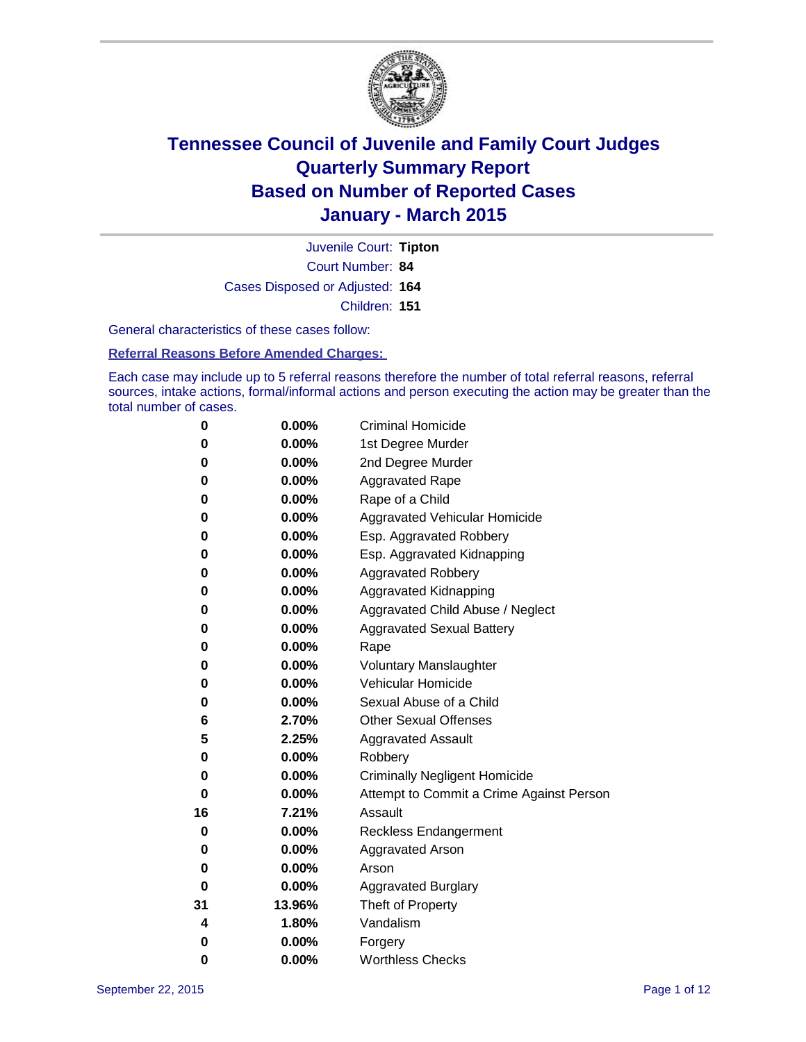# Tennessee Council of Juvenile and Family Court Judges
# Quarterly Summary Report
# Based on Number of Reported Cases
# January - March 2015

Juvenile Court: **Tipton**
Court Number: **84**
Cases Disposed or Adjusted: **164**
Children: **151**

General characteristics of these cases follow:

**Referral Reasons Before Amended Charges:**

Each case may include up to 5 referral reasons therefore the number of total referral reasons, referral sources, intake actions, formal/informal actions and person executing the action may be greater than the total number of cases.

| Count | Percent | Referral Reason |
|---|---|---|
| 0 | 0.00% | Criminal Homicide |
| 0 | 0.00% | 1st Degree Murder |
| 0 | 0.00% | 2nd Degree Murder |
| 0 | 0.00% | Aggravated Rape |
| 0 | 0.00% | Rape of a Child |
| 0 | 0.00% | Aggravated Vehicular Homicide |
| 0 | 0.00% | Esp. Aggravated Robbery |
| 0 | 0.00% | Esp. Aggravated Kidnapping |
| 0 | 0.00% | Aggravated Robbery |
| 0 | 0.00% | Aggravated Kidnapping |
| 0 | 0.00% | Aggravated Child Abuse / Neglect |
| 0 | 0.00% | Aggravated Sexual Battery |
| 0 | 0.00% | Rape |
| 0 | 0.00% | Voluntary Manslaughter |
| 0 | 0.00% | Vehicular Homicide |
| 0 | 0.00% | Sexual Abuse of a Child |
| 6 | 2.70% | Other Sexual Offenses |
| 5 | 2.25% | Aggravated Assault |
| 0 | 0.00% | Robbery |
| 0 | 0.00% | Criminally Negligent Homicide |
| 0 | 0.00% | Attempt to Commit a Crime Against Person |
| 16 | 7.21% | Assault |
| 0 | 0.00% | Reckless Endangerment |
| 0 | 0.00% | Aggravated Arson |
| 0 | 0.00% | Arson |
| 0 | 0.00% | Aggravated Burglary |
| 31 | 13.96% | Theft of Property |
| 4 | 1.80% | Vandalism |
| 0 | 0.00% | Forgery |
| 0 | 0.00% | Worthless Checks |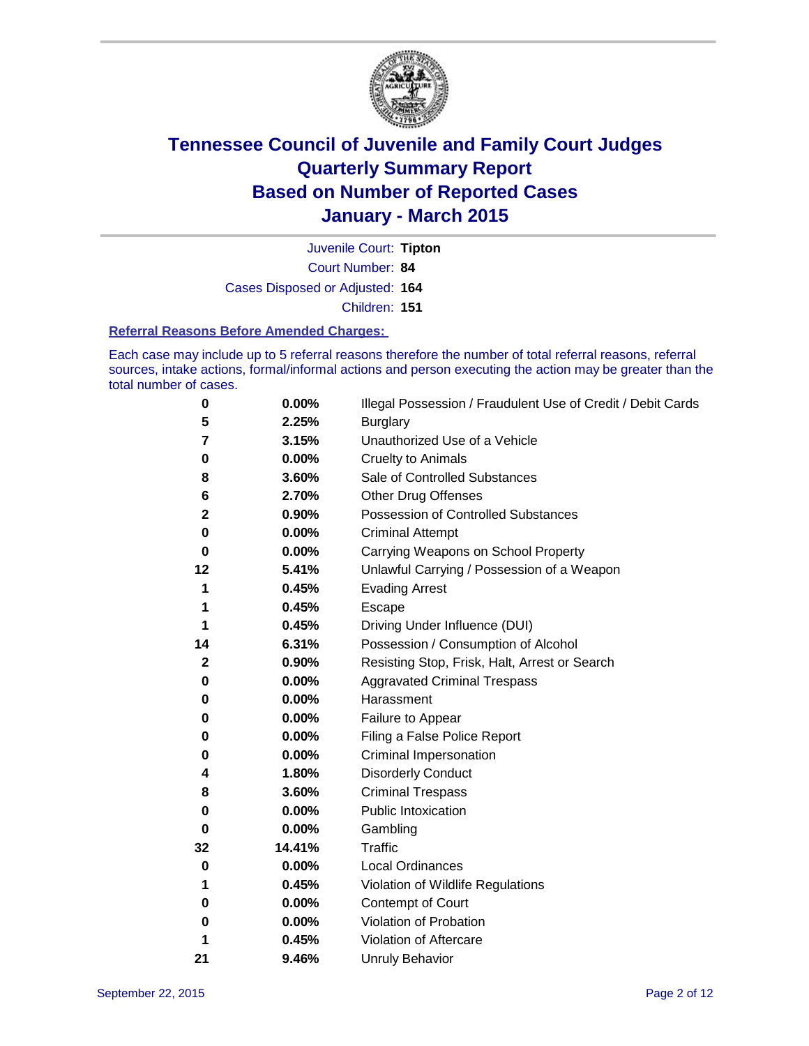# Tennessee Council of Juvenile and Family Court Judges
# Quarterly Summary Report
# Based on Number of Reported Cases
# January - March 2015

Juvenile Court: **Tipton**

Court Number: **84**

Cases Disposed or Adjusted: **164**

Children: **151**

### Referral Reasons Before Amended Charges:

Each case may include up to 5 referral reasons therefore the number of total referral reasons, referral sources, intake actions, formal/informal actions and person executing the action may be greater than the total number of cases.

| | | |
|---|---|---|
| **0** | **0.00%** | Illegal Possession / Fraudulent Use of Credit / Debit Cards |
| **5** | **2.25%** | Burglary |
| **7** | **3.15%** | Unauthorized Use of a Vehicle |
| **0** | **0.00%** | Cruelty to Animals |
| **8** | **3.60%** | Sale of Controlled Substances |
| **6** | **2.70%** | Other Drug Offenses |
| **2** | **0.90%** | Possession of Controlled Substances |
| **0** | **0.00%** | Criminal Attempt |
| **0** | **0.00%** | Carrying Weapons on School Property |
| **12** | **5.41%** | Unlawful Carrying / Possession of a Weapon |
| **1** | **0.45%** | Evading Arrest |
| **1** | **0.45%** | Escape |
| **1** | **0.45%** | Driving Under Influence (DUI) |
| **14** | **6.31%** | Possession / Consumption of Alcohol |
| **2** | **0.90%** | Resisting Stop, Frisk, Halt, Arrest or Search |
| **0** | **0.00%** | Aggravated Criminal Trespass |
| **0** | **0.00%** | Harassment |
| **0** | **0.00%** | Failure to Appear |
| **0** | **0.00%** | Filing a False Police Report |
| **0** | **0.00%** | Criminal Impersonation |
| **4** | **1.80%** | Disorderly Conduct |
| **8** | **3.60%** | Criminal Trespass |
| **0** | **0.00%** | Public Intoxication |
| **0** | **0.00%** | Gambling |
| **32** | **14.41%** | Traffic |
| **0** | **0.00%** | Local Ordinances |
| **1** | **0.45%** | Violation of Wildlife Regulations |
| **0** | **0.00%** | Contempt of Court |
| **0** | **0.00%** | Violation of Probation |
| **1** | **0.45%** | Violation of Aftercare |
| **21** | **9.46%** | Unruly Behavior |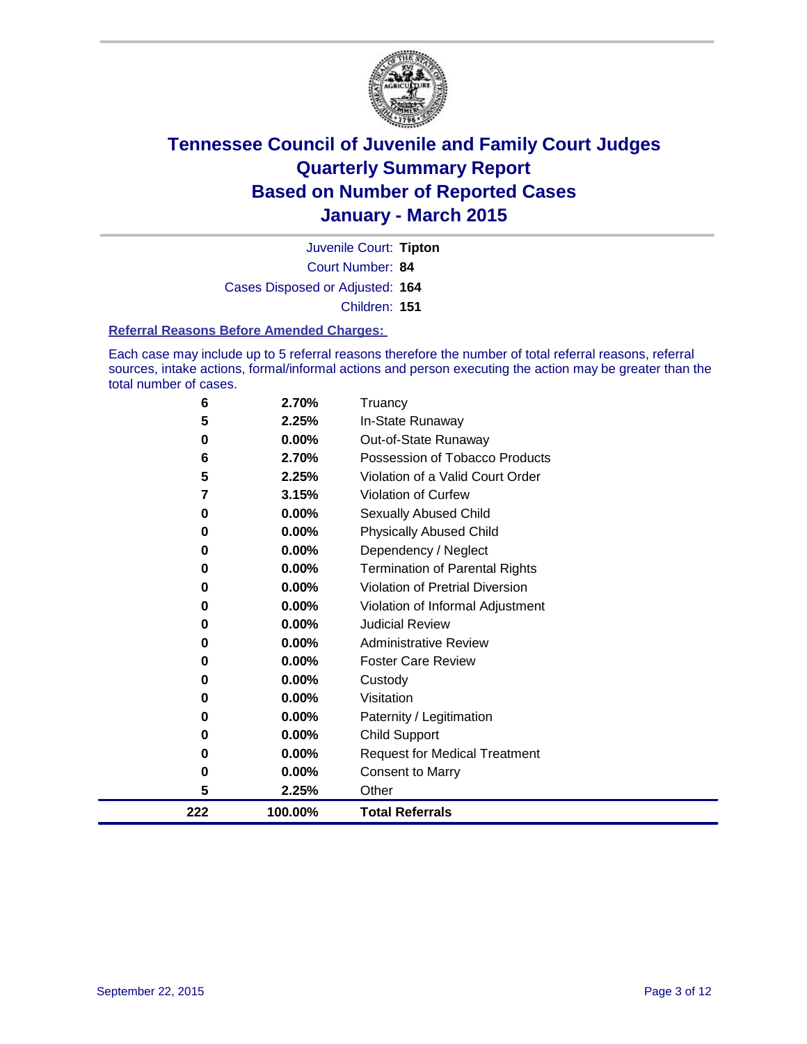# Tennessee Council of Juvenile and Family Court Judges
## Quarterly Summary Report
## Based on Number of Reported Cases
## January - March 2015

Juvenile Court: **Tipton**

Court Number: **84**

Cases Disposed or Adjusted: **164**

Children: **151**

### Referral Reasons Before Amended Charges:

Each case may include up to 5 referral reasons therefore the number of total referral reasons, referral sources, intake actions, formal/informal actions and person executing the action may be greater than the total number of cases.

| Count | Percent | Referral Reason |
|---|---|---|
| 6 | 2.70% | Truancy |
| 5 | 2.25% | In-State Runaway |
| 0 | 0.00% | Out-of-State Runaway |
| 6 | 2.70% | Possession of Tobacco Products |
| 5 | 2.25% | Violation of a Valid Court Order |
| 7 | 3.15% | Violation of Curfew |
| 0 | 0.00% | Sexually Abused Child |
| 0 | 0.00% | Physically Abused Child |
| 0 | 0.00% | Dependency / Neglect |
| 0 | 0.00% | Termination of Parental Rights |
| 0 | 0.00% | Violation of Pretrial Diversion |
| 0 | 0.00% | Violation of Informal Adjustment |
| 0 | 0.00% | Judicial Review |
| 0 | 0.00% | Administrative Review |
| 0 | 0.00% | Foster Care Review |
| 0 | 0.00% | Custody |
| 0 | 0.00% | Visitation |
| 0 | 0.00% | Paternity / Legitimation |
| 0 | 0.00% | Child Support |
| 0 | 0.00% | Request for Medical Treatment |
| 0 | 0.00% | Consent to Marry |
| 5 | 2.25% | Other |
| **222** | **100.00%** | **Total Referrals** |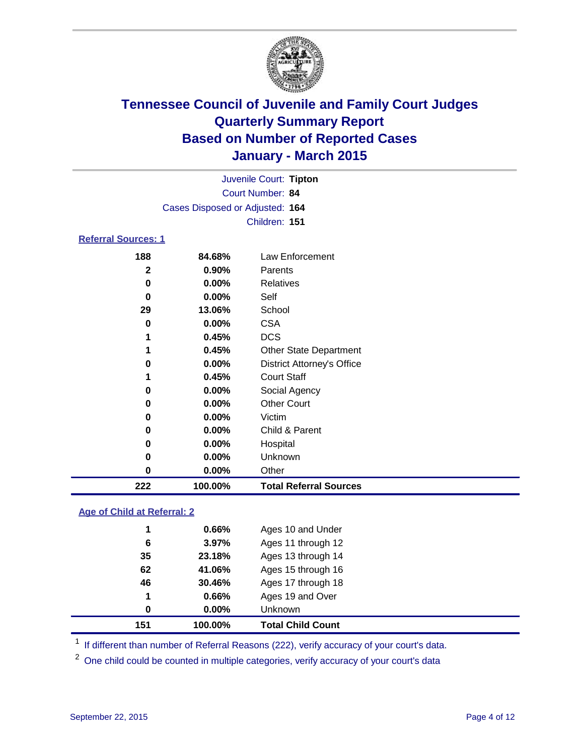# Tennessee Council of Juvenile and Family Court Judges
# Quarterly Summary Report
# Based on Number of Reported Cases
# January - March 2015

Juvenile Court: **Tipton**

Court Number: **84**

Cases Disposed or Adjusted: **164**

Children: **151**

## Referral Sources: 1

| | | |
|---|---|---|
| **188** | **84.68%** | Law Enforcement |
| **2** | **0.90%** | Parents |
| **0** | **0.00%** | Relatives |
| **0** | **0.00%** | Self |
| **29** | **13.06%** | School |
| **0** | **0.00%** | CSA |
| **1** | **0.45%** | DCS |
| **1** | **0.45%** | Other State Department |
| **0** | **0.00%** | District Attorney's Office |
| **1** | **0.45%** | Court Staff |
| **0** | **0.00%** | Social Agency |
| **0** | **0.00%** | Other Court |
| **0** | **0.00%** | Victim |
| **0** | **0.00%** | Child & Parent |
| **0** | **0.00%** | Hospital |
| **0** | **0.00%** | Unknown |
| **0** | **0.00%** | Other |
| **222** | **100.00%** | **Total Referral Sources** |

## Age of Child at Referral: 2

| | | |
|---|---|---|
| **1** | **0.66%** | Ages 10 and Under |
| **6** | **3.97%** | Ages 11 through 12 |
| **35** | **23.18%** | Ages 13 through 14 |
| **62** | **41.06%** | Ages 15 through 16 |
| **46** | **30.46%** | Ages 17 through 18 |
| **1** | **0.66%** | Ages 19 and Over |
| **0** | **0.00%** | Unknown |
| **151** | **100.00%** | **Total Child Count** |

[1] If different than number of Referral Reasons (222), verify accuracy of your court's data.

[2] One child could be counted in multiple categories, verify accuracy of your court's data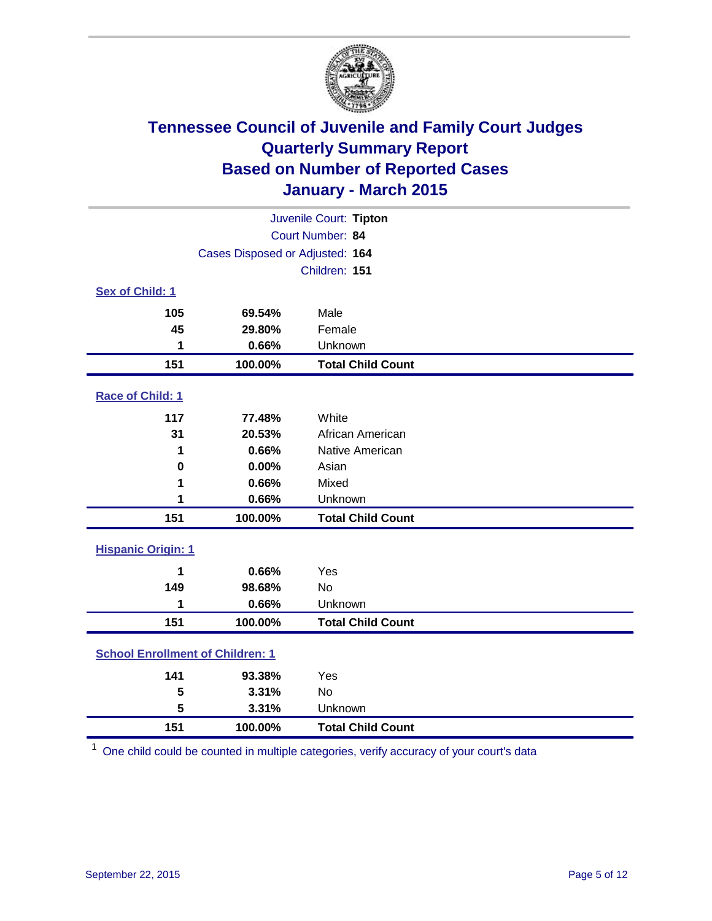# Tennessee Council of Juvenile and Family Court Judges
# Quarterly Summary Report
# Based on Number of Reported Cases
# January - March 2015

Juvenile Court: **Tipton**

Court Number: **84**

Cases Disposed or Adjusted: **164**

Children: **151**

**Sex of Child: 1**

| Count | Percent | Category |
|---|---|---|
| 105 | 69.54% | Male |
| 45 | 29.80% | Female |
| 1 | 0.66% | Unknown |
| **151** | **100.00%** | **Total Child Count** |

**Race of Child: 1**

| Count | Percent | Category |
|---|---|---|
| 117 | 77.48% | White |
| 31 | 20.53% | African American |
| 1 | 0.66% | Native American |
| 0 | 0.00% | Asian |
| 1 | 0.66% | Mixed |
| 1 | 0.66% | Unknown |
| **151** | **100.00%** | **Total Child Count** |

**Hispanic Origin: 1**

| Count | Percent | Category |
|---|---|---|
| 1 | 0.66% | Yes |
| 149 | 98.68% | No |
| 1 | 0.66% | Unknown |
| **151** | **100.00%** | **Total Child Count** |

**School Enrollment of Children: 1**

| Count | Percent | Category |
|---|---|---|
| 141 | 93.38% | Yes |
| 5 | 3.31% | No |
| 5 | 3.31% | Unknown |
| **151** | **100.00%** | **Total Child Count** |

[1] One child could be counted in multiple categories, verify accuracy of your court's data

September 22, 2015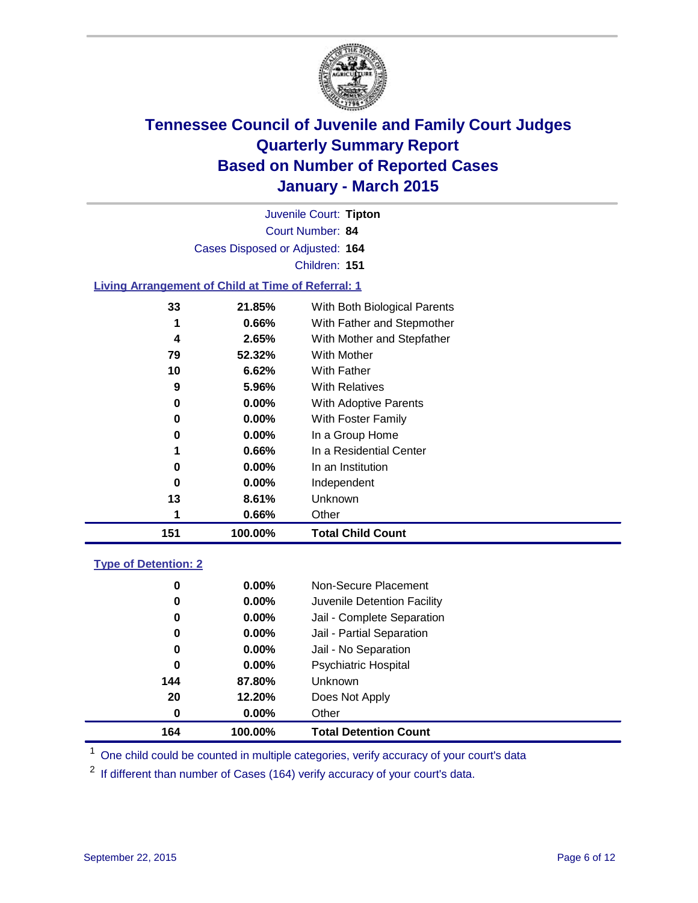# Tennessee Council of Juvenile and Family Court Judges
# Quarterly Summary Report
# Based on Number of Reported Cases
# January - March 2015

Juvenile Court: **Tipton**

Court Number: **84**

Cases Disposed or Adjusted: **164**

Children: **151**

## Living Arrangement of Child at Time of Referral: 1

| | | |
|---|---|---|
| 33 | 21.85% | With Both Biological Parents |
| 1 | 0.66% | With Father and Stepmother |
| 4 | 2.65% | With Mother and Stepfather |
| 79 | 52.32% | With Mother |
| 10 | 6.62% | With Father |
| 9 | 5.96% | With Relatives |
| 0 | 0.00% | With Adoptive Parents |
| 0 | 0.00% | With Foster Family |
| 0 | 0.00% | In a Group Home |
| 1 | 0.66% | In a Residential Center |
| 0 | 0.00% | In an Institution |
| 0 | 0.00% | Independent |
| 13 | 8.61% | Unknown |
| 1 | 0.66% | Other |
| **151** | **100.00%** | **Total Child Count** |

## Type of Detention: 2

| | | |
|---|---|---|
| 0 | 0.00% | Non-Secure Placement |
| 0 | 0.00% | Juvenile Detention Facility |
| 0 | 0.00% | Jail - Complete Separation |
| 0 | 0.00% | Jail - Partial Separation |
| 0 | 0.00% | Jail - No Separation |
| 0 | 0.00% | Psychiatric Hospital |
| 144 | 87.80% | Unknown |
| 20 | 12.20% | Does Not Apply |
| 0 | 0.00% | Other |
| **164** | **100.00%** | **Total Detention Count** |

[1] One child could be counted in multiple categories, verify accuracy of your court's data

[2] If different than number of Cases (164) verify accuracy of your court's data.

September 22, 2015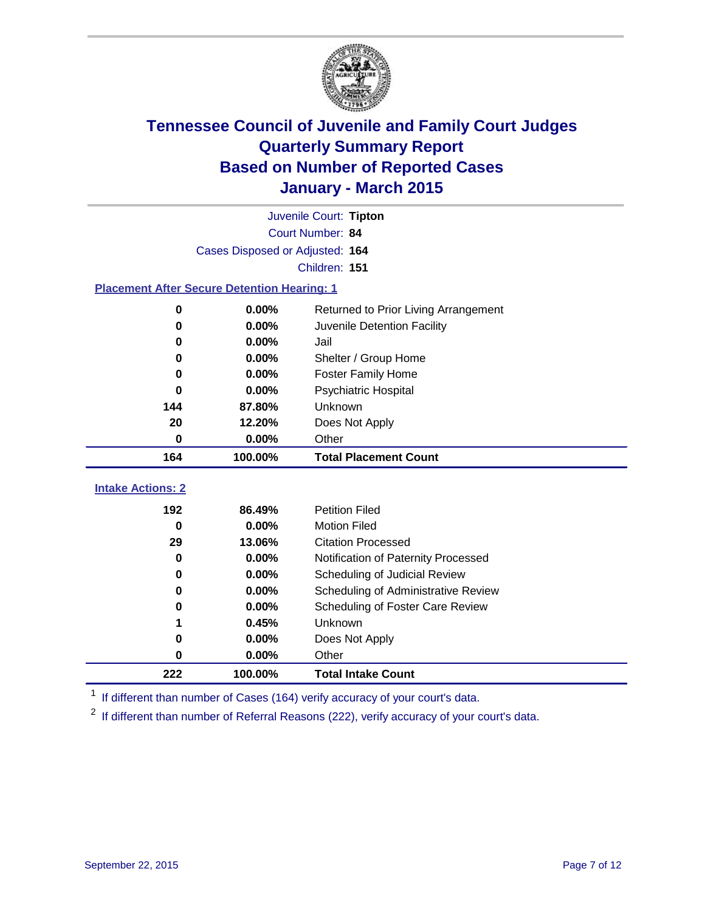# Tennessee Council of Juvenile and Family Court Judges
# Quarterly Summary Report
# Based on Number of Reported Cases
# January - March 2015

Juvenile Court: **Tipton**

Court Number: **84**

Cases Disposed or Adjusted: **164**

Children: **151**

### Placement After Secure Detention Hearing: 1

| Count | Percent | Placement |
|---|---|---|
| 0 | 0.00% | Returned to Prior Living Arrangement |
| 0 | 0.00% | Juvenile Detention Facility |
| 0 | 0.00% | Jail |
| 0 | 0.00% | Shelter / Group Home |
| 0 | 0.00% | Foster Family Home |
| 0 | 0.00% | Psychiatric Hospital |
| 144 | 87.80% | Unknown |
| 20 | 12.20% | Does Not Apply |
| 0 | 0.00% | Other |
| **164** | **100.00%** | **Total Placement Count** |

### Intake Actions: 2

| Count | Percent | Intake Action |
|---|---|---|
| 192 | 86.49% | Petition Filed |
| 0 | 0.00% | Motion Filed |
| 29 | 13.06% | Citation Processed |
| 0 | 0.00% | Notification of Paternity Processed |
| 0 | 0.00% | Scheduling of Judicial Review |
| 0 | 0.00% | Scheduling of Administrative Review |
| 0 | 0.00% | Scheduling of Foster Care Review |
| 1 | 0.45% | Unknown |
| 0 | 0.00% | Does Not Apply |
| 0 | 0.00% | Other |
| **222** | **100.00%** | **Total Intake Count** |

[1] If different than number of Cases (164) verify accuracy of your court's data.

[2] If different than number of Referral Reasons (222), verify accuracy of your court's data.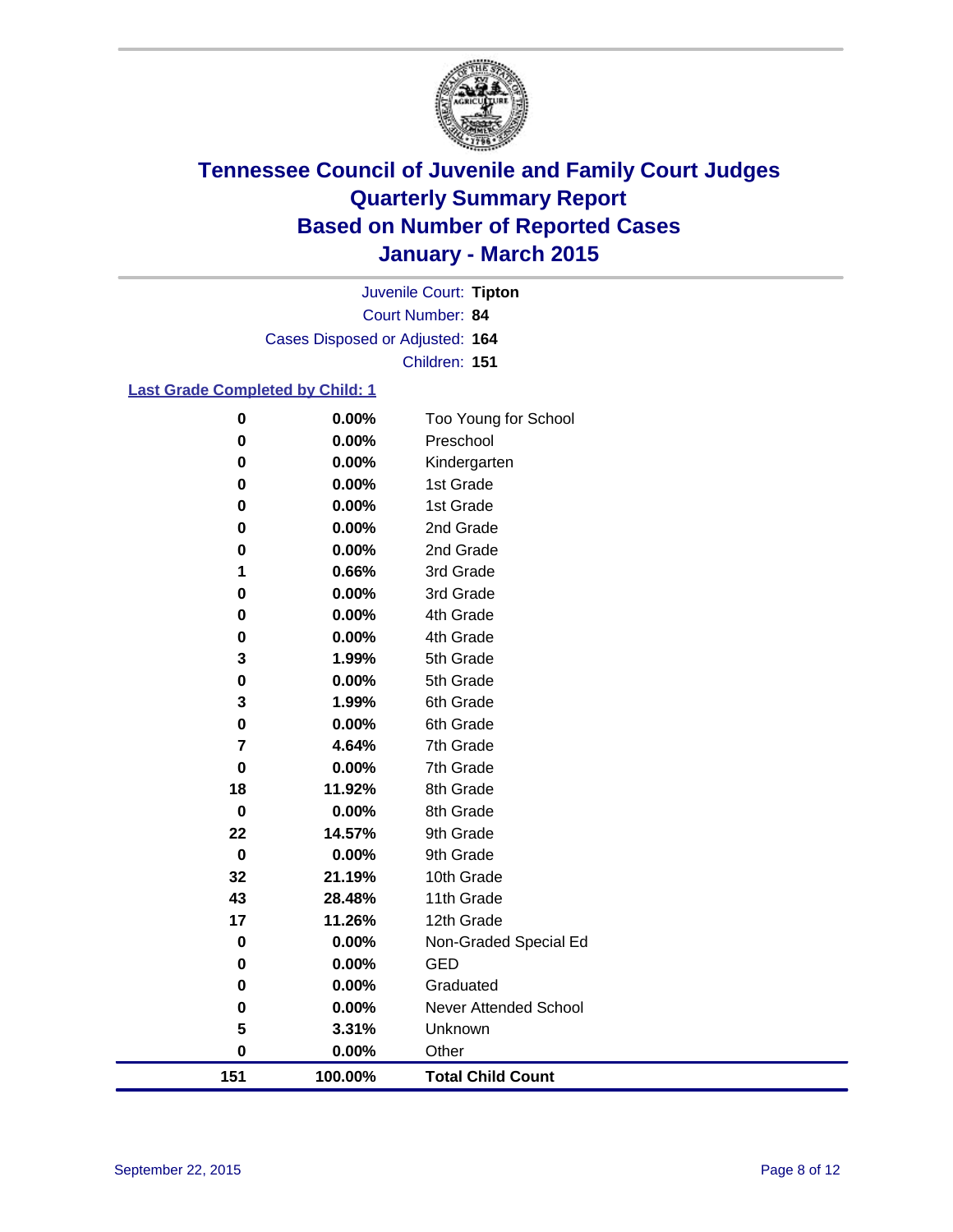# Tennessee Council of Juvenile and Family Court Judges
# Quarterly Summary Report
# Based on Number of Reported Cases
# January - March 2015

Juvenile Court: **Tipton**
Court Number: **84**
Cases Disposed or Adjusted: **164**
Children: **151**

### Last Grade Completed by Child: 1

| Count | Percent | Grade |
|---|---|---|
| 0 | 0.00% | Too Young for School |
| 0 | 0.00% | Preschool |
| 0 | 0.00% | Kindergarten |
| 0 | 0.00% | 1st Grade |
| 0 | 0.00% | 1st Grade |
| 0 | 0.00% | 2nd Grade |
| 0 | 0.00% | 2nd Grade |
| 1 | 0.66% | 3rd Grade |
| 0 | 0.00% | 3rd Grade |
| 0 | 0.00% | 4th Grade |
| 0 | 0.00% | 4th Grade |
| 3 | 1.99% | 5th Grade |
| 0 | 0.00% | 5th Grade |
| 3 | 1.99% | 6th Grade |
| 0 | 0.00% | 6th Grade |
| 7 | 4.64% | 7th Grade |
| 0 | 0.00% | 7th Grade |
| 18 | 11.92% | 8th Grade |
| 0 | 0.00% | 8th Grade |
| 22 | 14.57% | 9th Grade |
| 0 | 0.00% | 9th Grade |
| 32 | 21.19% | 10th Grade |
| 43 | 28.48% | 11th Grade |
| 17 | 11.26% | 12th Grade |
| 0 | 0.00% | Non-Graded Special Ed |
| 0 | 0.00% | GED |
| 0 | 0.00% | Graduated |
| 0 | 0.00% | Never Attended School |
| 5 | 3.31% | Unknown |
| 0 | 0.00% | Other |
| **151** | **100.00%** | **Total Child Count** |

September 22, 2015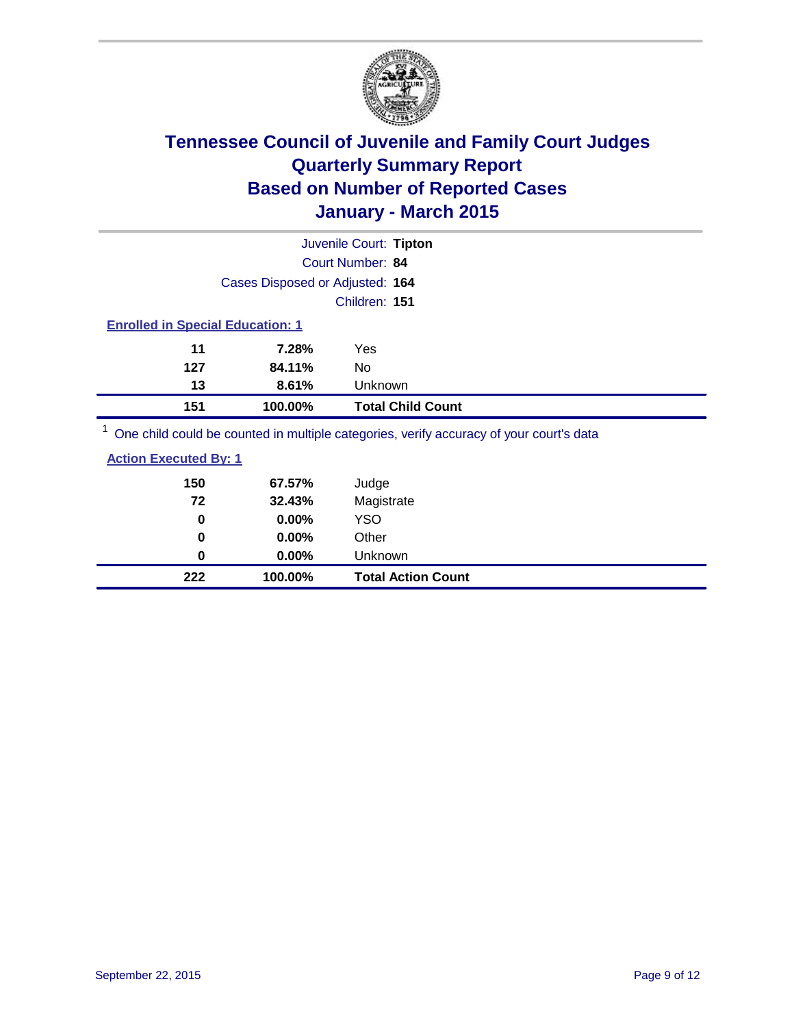# Tennessee Council of Juvenile and Family Court Judges
## Quarterly Summary Report
## Based on Number of Reported Cases
## January - March 2015

Juvenile Court: **Tipton**

Court Number: **84**

Cases Disposed or Adjusted: **164**

Children: **151**

### Enrolled in Special Education: 1

| Count | Percent | Category |
|---|---|---|
| 11 | 7.28% | Yes |
| 127 | 84.11% | No |
| 13 | 8.61% | Unknown |
| **151** | **100.00%** | **Total Child Count** |

[1] One child could be counted in multiple categories, verify accuracy of your court's data

### Action Executed By: 1

| Count | Percent | Category |
|---|---|---|
| 150 | 67.57% | Judge |
| 72 | 32.43% | Magistrate |
| 0 | 0.00% | YSO |
| 0 | 0.00% | Other |
| 0 | 0.00% | Unknown |
| **222** | **100.00%** | **Total Action Count** |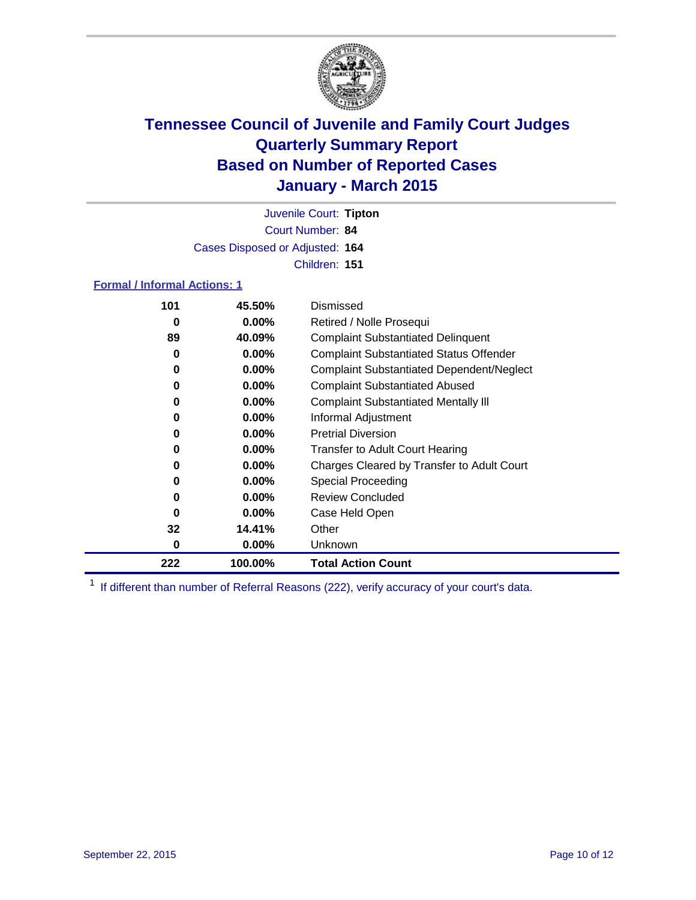# Tennessee Council of Juvenile and Family Court Judges
## Quarterly Summary Report
## Based on Number of Reported Cases
## January - March 2015

Juvenile Court: **Tipton**

Court Number: **84**

Cases Disposed or Adjusted: **164**

Children: **151**

### Formal / Informal Actions: 1

| Count | Percent | Action |
|---|---|---|
| 101 | 45.50% | Dismissed |
| 0 | 0.00% | Retired / Nolle Prosequi |
| 89 | 40.09% | Complaint Substantiated Delinquent |
| 0 | 0.00% | Complaint Substantiated Status Offender |
| 0 | 0.00% | Complaint Substantiated Dependent/Neglect |
| 0 | 0.00% | Complaint Substantiated Abused |
| 0 | 0.00% | Complaint Substantiated Mentally Ill |
| 0 | 0.00% | Informal Adjustment |
| 0 | 0.00% | Pretrial Diversion |
| 0 | 0.00% | Transfer to Adult Court Hearing |
| 0 | 0.00% | Charges Cleared by Transfer to Adult Court |
| 0 | 0.00% | Special Proceeding |
| 0 | 0.00% | Review Concluded |
| 0 | 0.00% | Case Held Open |
| 32 | 14.41% | Other |
| 0 | 0.00% | Unknown |
| **222** | **100.00%** | **Total Action Count** |

[1] If different than number of Referral Reasons (222), verify accuracy of your court's data.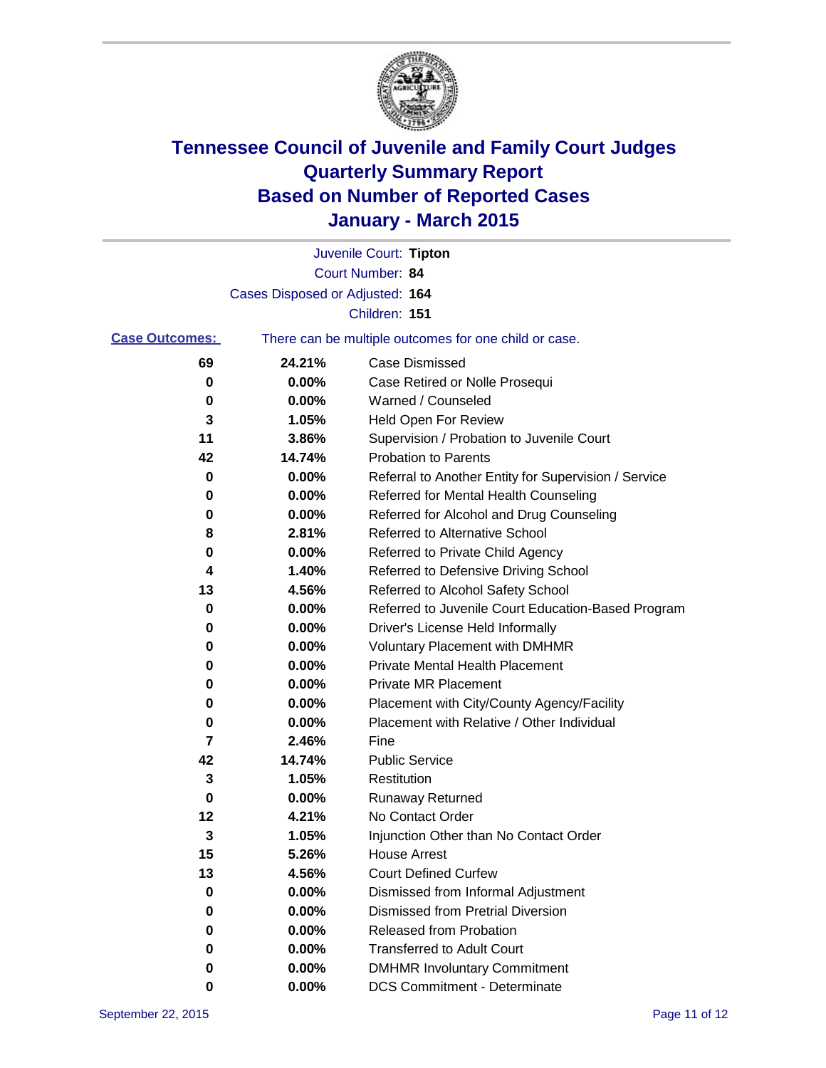# Tennessee Council of Juvenile and Family Court Judges
# Quarterly Summary Report
# Based on Number of Reported Cases
# January - March 2015

Juvenile Court: **Tipton**

Court Number: **84**

Cases Disposed or Adjusted: **164**

Children: **151**

**Case Outcomes:** There can be multiple outcomes for one child or case.

| Count | Percent | Outcome |
|---|---|---|
| 69 | 24.21% | Case Dismissed |
| 0 | 0.00% | Case Retired or Nolle Prosequi |
| 0 | 0.00% | Warned / Counseled |
| 3 | 1.05% | Held Open For Review |
| 11 | 3.86% | Supervision / Probation to Juvenile Court |
| 42 | 14.74% | Probation to Parents |
| 0 | 0.00% | Referral to Another Entity for Supervision / Service |
| 0 | 0.00% | Referred for Mental Health Counseling |
| 0 | 0.00% | Referred for Alcohol and Drug Counseling |
| 8 | 2.81% | Referred to Alternative School |
| 0 | 0.00% | Referred to Private Child Agency |
| 4 | 1.40% | Referred to Defensive Driving School |
| 13 | 4.56% | Referred to Alcohol Safety School |
| 0 | 0.00% | Referred to Juvenile Court Education-Based Program |
| 0 | 0.00% | Driver's License Held Informally |
| 0 | 0.00% | Voluntary Placement with DMHMR |
| 0 | 0.00% | Private Mental Health Placement |
| 0 | 0.00% | Private MR Placement |
| 0 | 0.00% | Placement with City/County Agency/Facility |
| 0 | 0.00% | Placement with Relative / Other Individual |
| 7 | 2.46% | Fine |
| 42 | 14.74% | Public Service |
| 3 | 1.05% | Restitution |
| 0 | 0.00% | Runaway Returned |
| 12 | 4.21% | No Contact Order |
| 3 | 1.05% | Injunction Other than No Contact Order |
| 15 | 5.26% | House Arrest |
| 13 | 4.56% | Court Defined Curfew |
| 0 | 0.00% | Dismissed from Informal Adjustment |
| 0 | 0.00% | Dismissed from Pretrial Diversion |
| 0 | 0.00% | Released from Probation |
| 0 | 0.00% | Transferred to Adult Court |
| 0 | 0.00% | DMHMR Involuntary Commitment |
| 0 | 0.00% | DCS Commitment - Determinate |

September 22, 2015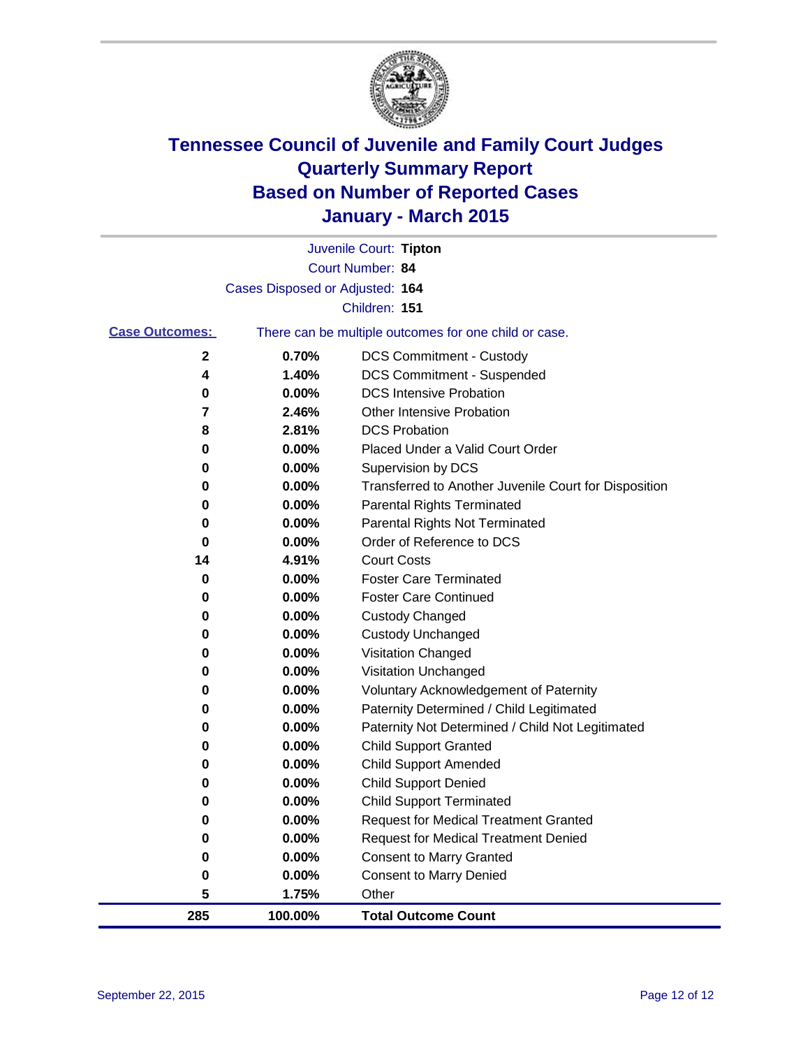# Tennessee Council of Juvenile and Family Court Judges
# Quarterly Summary Report
# Based on Number of Reported Cases
# January - March 2015

Juvenile Court: **Tipton**

Court Number: **84**

Cases Disposed or Adjusted: **164**

Children: **151**

**Case Outcomes:** There can be multiple outcomes for one child or case.

| | | |
|---|---|---|
| 2 | 0.70% | DCS Commitment - Custody |
| 4 | 1.40% | DCS Commitment - Suspended |
| 0 | 0.00% | DCS Intensive Probation |
| 7 | 2.46% | Other Intensive Probation |
| 8 | 2.81% | DCS Probation |
| 0 | 0.00% | Placed Under a Valid Court Order |
| 0 | 0.00% | Supervision by DCS |
| 0 | 0.00% | Transferred to Another Juvenile Court for Disposition |
| 0 | 0.00% | Parental Rights Terminated |
| 0 | 0.00% | Parental Rights Not Terminated |
| 0 | 0.00% | Order of Reference to DCS |
| 14 | 4.91% | Court Costs |
| 0 | 0.00% | Foster Care Terminated |
| 0 | 0.00% | Foster Care Continued |
| 0 | 0.00% | Custody Changed |
| 0 | 0.00% | Custody Unchanged |
| 0 | 0.00% | Visitation Changed |
| 0 | 0.00% | Visitation Unchanged |
| 0 | 0.00% | Voluntary Acknowledgement of Paternity |
| 0 | 0.00% | Paternity Determined / Child Legitimated |
| 0 | 0.00% | Paternity Not Determined / Child Not Legitimated |
| 0 | 0.00% | Child Support Granted |
| 0 | 0.00% | Child Support Amended |
| 0 | 0.00% | Child Support Denied |
| 0 | 0.00% | Child Support Terminated |
| 0 | 0.00% | Request for Medical Treatment Granted |
| 0 | 0.00% | Request for Medical Treatment Denied |
| 0 | 0.00% | Consent to Marry Granted |
| 0 | 0.00% | Consent to Marry Denied |
| 5 | 1.75% | Other |
| **285** | **100.00%** | **Total Outcome Count** |